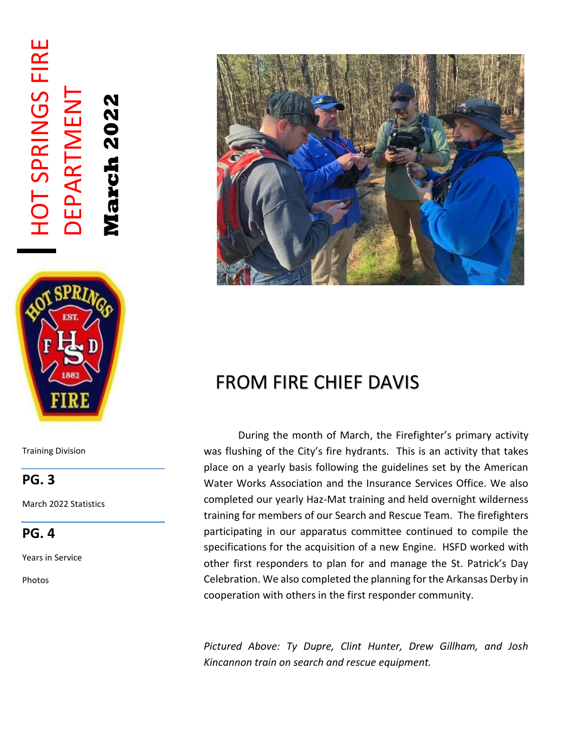# HOT SPRINGS FIRE DEPARTMENT

**March 2022**

Training Division

**PG. 3**

March 2022 Statistics

**PG. 4**

Years in Service

Photos

## FROM FIRE CHIEF DAVIS

During the month of March, the Firefighter's primary activity was flushing of the City's fire hydrants. This is an activity that takes place on a yearly basis following the guidelines set by the American Water Works Association and the Insurance Services Office. We also completed our yearly Haz-Mat training and held overnight wilderness training for members of our Search and Rescue Team. The firefighters participating in our apparatus committee continued to compile the specifications for the acquisition of a new Engine. HSFD worked with other first responders to plan for and manage the St. Patrick's Day Celebration. We also completed the planning for the Arkansas Derby in cooperation with others in the first responder community.

*Pictured Above: Ty Dupre, Clint Hunter, Drew Gillham, and Josh Kincannon train on search and rescue equipment.*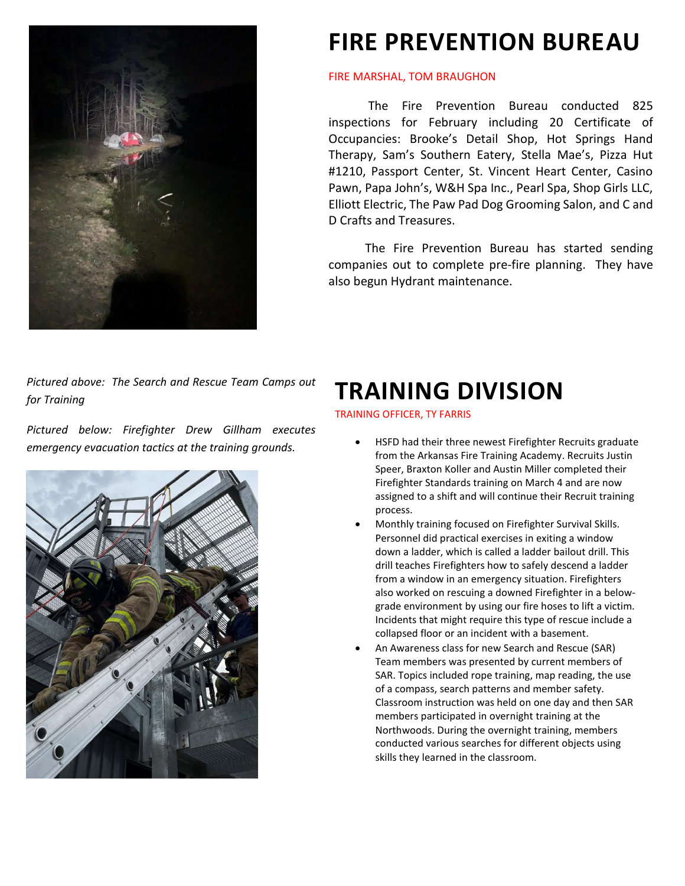# FIRE PREVENTION BUREAU

FIRE MARSHAL, TOM BRAUGHON

The Fire Prevention Bureau conducted 825 inspections for February including 20 Certificate of Occupancies: Brooke's Detail Shop, Hot Springs Hand Therapy, Sam's Southern Eatery, Stella Mae's, Pizza Hut #1210, Passport Center, St. Vincent Heart Center, Casino Pawn, Papa John's, W&H Spa Inc., Pearl Spa, Shop Girls LLC, Elliott Electric, The Paw Pad Dog Grooming Salon, and C and D Crafts and Treasures.

The Fire Prevention Bureau has started sending companies out to complete pre-fire planning. They have also begun Hydrant maintenance.

*Pictured above: The Search and Rescue Team Camps out for Training*

*Pictured below: Firefighter Drew Gillham executes emergency evacuation tactics at the training grounds.*

# TRAINING DIVISION

TRAINING OFFICER, TY FARRIS

- HSFD had their three newest Firefighter Recruits graduate from the Arkansas Fire Training Academy. Recruits Justin Speer, Braxton Koller and Austin Miller completed their Firefighter Standards training on March 4 and are now assigned to a shift and will continue their Recruit training process.
- Monthly training focused on Firefighter Survival Skills. Personnel did practical exercises in exiting a window down a ladder, which is called a ladder bailout drill. This drill teaches Firefighters how to safely descend a ladder from a window in an emergency situation. Firefighters also worked on rescuing a downed Firefighter in a below-grade environment by using our fire hoses to lift a victim. Incidents that might require this type of rescue include a collapsed floor or an incident with a basement.
- An Awareness class for new Search and Rescue (SAR) Team members was presented by current members of SAR. Topics included rope training, map reading, the use of a compass, search patterns and member safety. Classroom instruction was held on one day and then SAR members participated in overnight training at the Northwoods. During the overnight training, members conducted various searches for different objects using skills they learned in the classroom.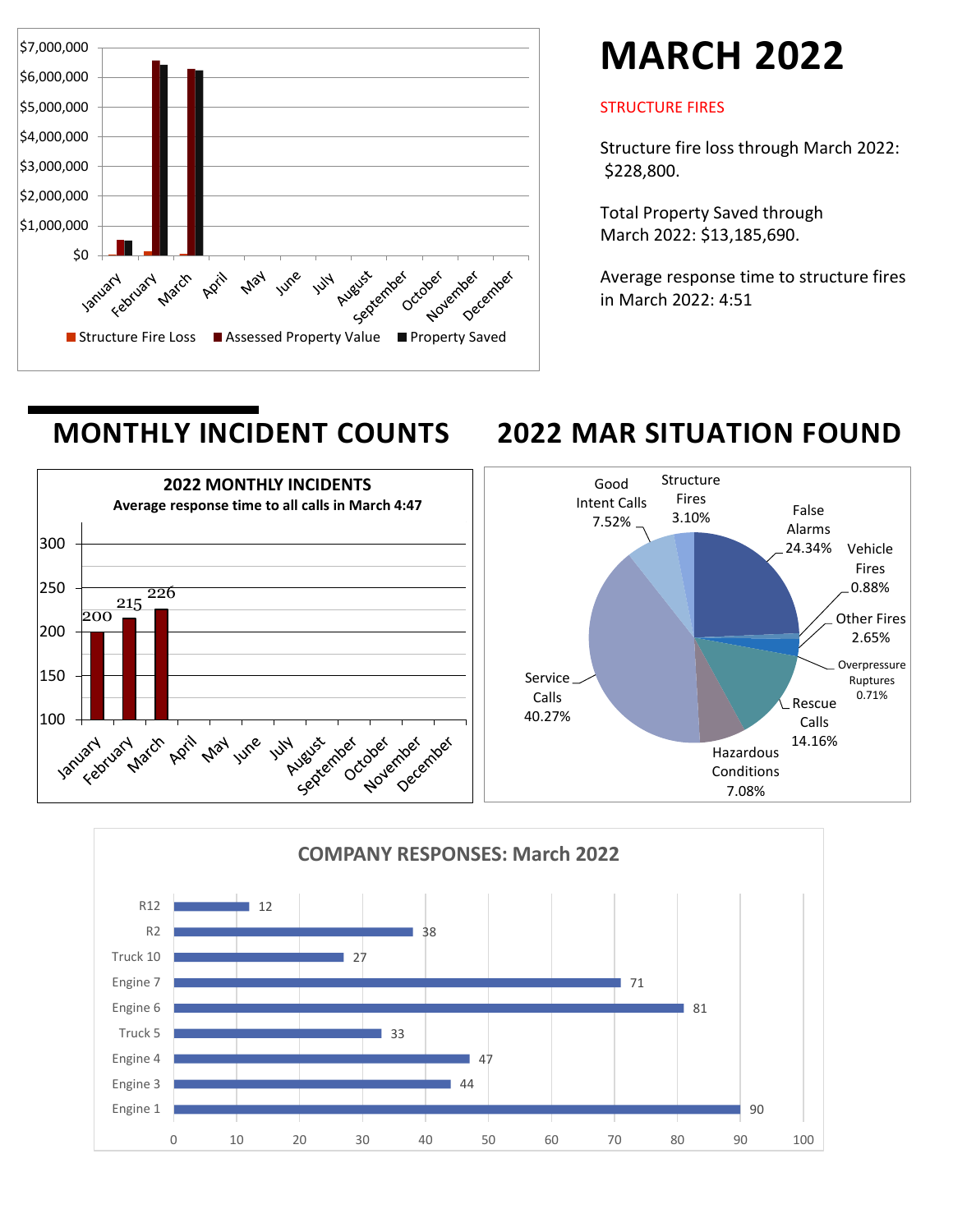# MARCH 2022

STRUCTURE FIRES

Structure fire loss through March 2022: $228,800.

Total Property Saved through March 2022: $13,185,690.

Average response time to structure fires in March 2022: 4:51

Legend: Structure Fire Loss, Assessed Property Value, Property Saved

## MONTHLY INCIDENT COUNTS

**2022 MONTHLY INCIDENTS**

**Average response time to all calls in March 4:47**

| Month | Incidents |
|---|---|
| January | 200 |
| February | 215 |
| March | 226 |

## 2022 MAR SITUATION FOUND

| Situation | Percent |
|---|---|
| False Alarms | 24.34% |
| Vehicle Fires | 0.88% |
| Other Fires | 2.65% |
| Overpressure Ruptures | 0.71% |
| Rescue Calls | 14.16% |
| Hazardous Conditions | 7.08% |
| Service Calls | 40.27% |
| Good Intent Calls | 7.52% |
| Structure Fires | 3.10% |

**COMPANY RESPONSES: March 2022**

| Company | Responses |
|---|---|
| R12 | 12 |
| R2 | 38 |
| Truck 10 | 27 |
| Engine 7 | 71 |
| Engine 6 | 81 |
| Truck 5 | 33 |
| Engine 4 | 47 |
| Engine 3 | 44 |
| Engine 1 | 90 |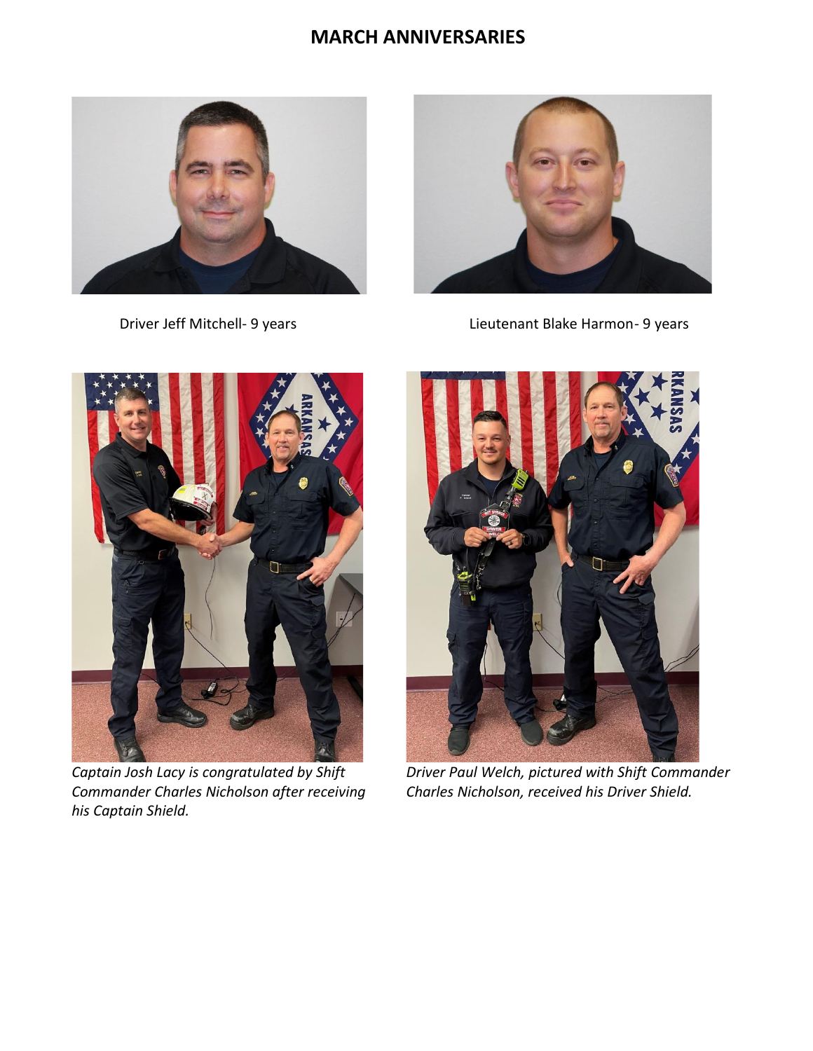## MARCH ANNIVERSARIES

Driver Jeff Mitchell- 9 years

Lieutenant Blake Harmon- 9 years

*Captain Josh Lacy is congratulated by Shift Commander Charles Nicholson after receiving his Captain Shield.*

*Driver Paul Welch, pictured with Shift Commander Charles Nicholson, received his Driver Shield.*